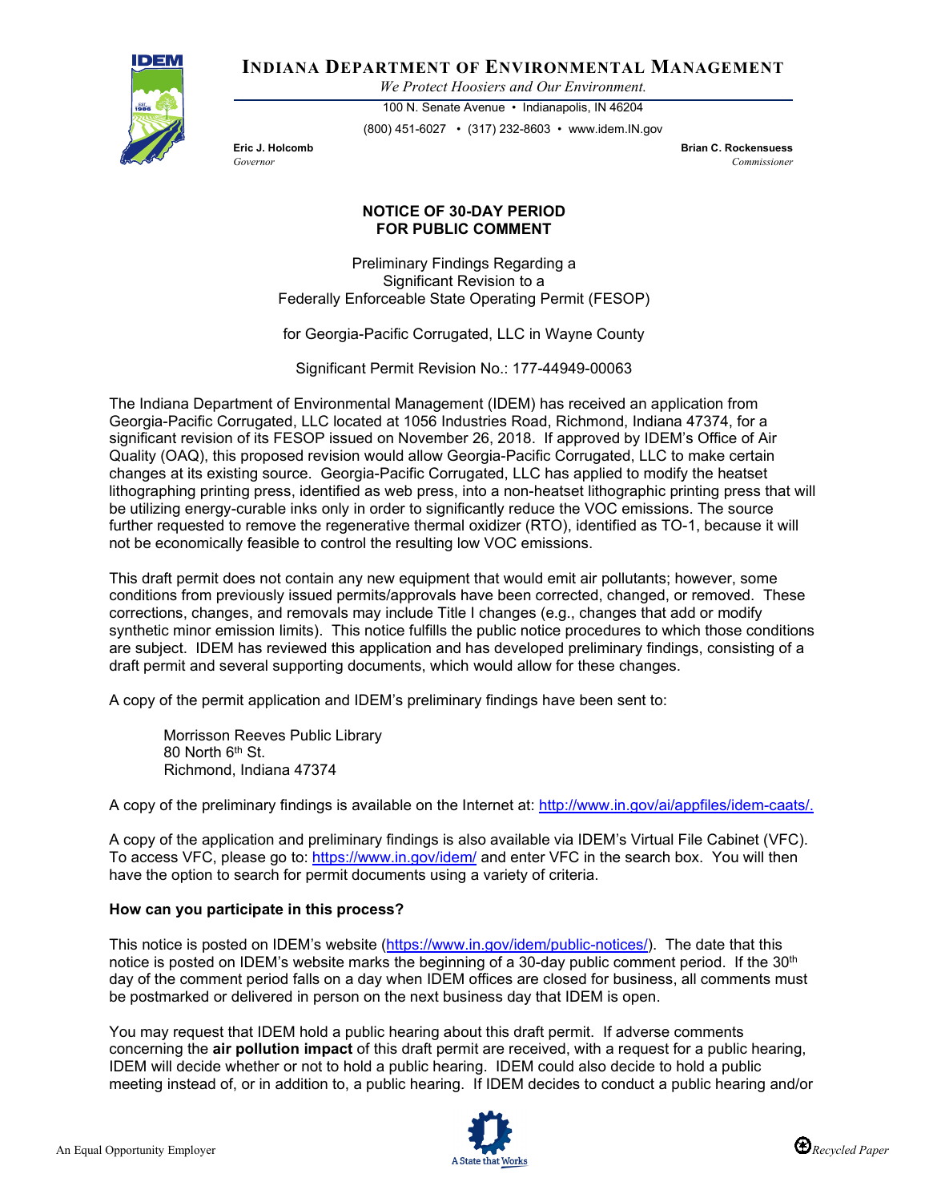# INDIANA DEPARTMENT OF ENVIRONMENTAL MANAGEMENT

*We Protect Hoosiers and Our Environment.*

100 N. Senate Avenue • Indianapolis, IN 46204

(800) 451-6027 • (317) 232-8603 • www.idem.IN.gov

**Eric J. Holcomb**
*Governor*

**Brian C. Rockensuess**
*Commissioner*

## NOTICE OF 30-DAY PERIOD FOR PUBLIC COMMENT

Preliminary Findings Regarding a
Significant Revision to a
Federally Enforceable State Operating Permit (FESOP)

for Georgia-Pacific Corrugated, LLC in Wayne County

Significant Permit Revision No.: 177-44949-00063

The Indiana Department of Environmental Management (IDEM) has received an application from Georgia-Pacific Corrugated, LLC located at 1056 Industries Road, Richmond, Indiana 47374, for a significant revision of its FESOP issued on November 26, 2018. If approved by IDEM's Office of Air Quality (OAQ), this proposed revision would allow Georgia-Pacific Corrugated, LLC to make certain changes at its existing source. Georgia-Pacific Corrugated, LLC has applied to modify the heatset lithographing printing press, identified as web press, into a non-heatset lithographic printing press that will be utilizing energy-curable inks only in order to significantly reduce the VOC emissions. The source further requested to remove the regenerative thermal oxidizer (RTO), identified as TO-1, because it will not be economically feasible to control the resulting low VOC emissions.

This draft permit does not contain any new equipment that would emit air pollutants; however, some conditions from previously issued permits/approvals have been corrected, changed, or removed. These corrections, changes, and removals may include Title I changes (e.g., changes that add or modify synthetic minor emission limits). This notice fulfills the public notice procedures to which those conditions are subject. IDEM has reviewed this application and has developed preliminary findings, consisting of a draft permit and several supporting documents, which would allow for these changes.

A copy of the permit application and IDEM's preliminary findings have been sent to:

Morrisson Reeves Public Library
80 North 6th St.
Richmond, Indiana 47374

A copy of the preliminary findings is available on the Internet at: http://www.in.gov/ai/appfiles/idem-caats/.

A copy of the application and preliminary findings is also available via IDEM's Virtual File Cabinet (VFC). To access VFC, please go to: https://www.in.gov/idem/ and enter VFC in the search box. You will then have the option to search for permit documents using a variety of criteria.

### How can you participate in this process?

This notice is posted on IDEM's website (https://www.in.gov/idem/public-notices/). The date that this notice is posted on IDEM's website marks the beginning of a 30-day public comment period. If the 30th day of the comment period falls on a day when IDEM offices are closed for business, all comments must be postmarked or delivered in person on the next business day that IDEM is open.

You may request that IDEM hold a public hearing about this draft permit. If adverse comments concerning the **air pollution impact** of this draft permit are received, with a request for a public hearing, IDEM will decide whether or not to hold a public hearing. IDEM could also decide to hold a public meeting instead of, or in addition to, a public hearing. If IDEM decides to conduct a public hearing and/or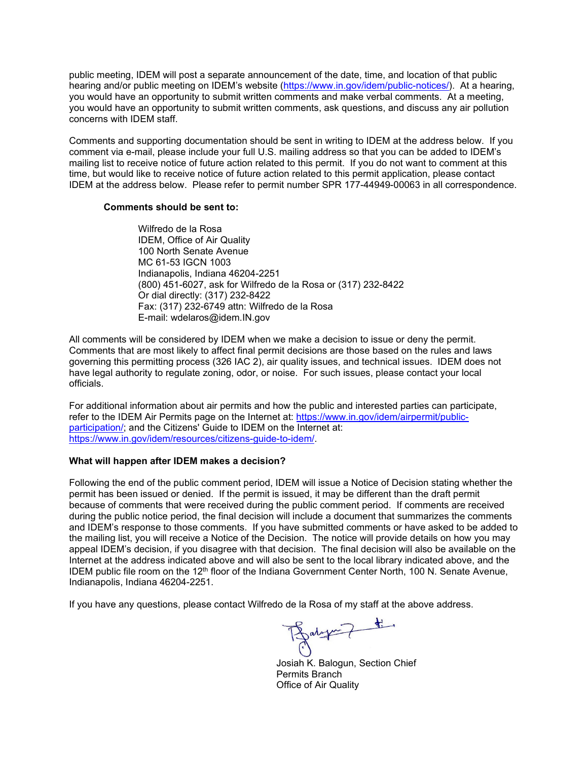public meeting, IDEM will post a separate announcement of the date, time, and location of that public hearing and/or public meeting on IDEM's website (https://www.in.gov/idem/public-notices/). At a hearing, you would have an opportunity to submit written comments and make verbal comments. At a meeting, you would have an opportunity to submit written comments, ask questions, and discuss any air pollution concerns with IDEM staff.

Comments and supporting documentation should be sent in writing to IDEM at the address below. If you comment via e-mail, please include your full U.S. mailing address so that you can be added to IDEM's mailing list to receive notice of future action related to this permit. If you do not want to comment at this time, but would like to receive notice of future action related to this permit application, please contact IDEM at the address below. Please refer to permit number SPR 177-44949-00063 in all correspondence.

**Comments should be sent to:**

Wilfredo de la Rosa
IDEM, Office of Air Quality
100 North Senate Avenue
MC 61-53 IGCN 1003
Indianapolis, Indiana 46204-2251
(800) 451-6027, ask for Wilfredo de la Rosa or (317) 232-8422
Or dial directly: (317) 232-8422
Fax: (317) 232-6749 attn: Wilfredo de la Rosa
E-mail: wdelaros@idem.IN.gov

All comments will be considered by IDEM when we make a decision to issue or deny the permit. Comments that are most likely to affect final permit decisions are those based on the rules and laws governing this permitting process (326 IAC 2), air quality issues, and technical issues. IDEM does not have legal authority to regulate zoning, odor, or noise. For such issues, please contact your local officials.

For additional information about air permits and how the public and interested parties can participate, refer to the IDEM Air Permits page on the Internet at: https://www.in.gov/idem/airpermit/public-participation/; and the Citizens' Guide to IDEM on the Internet at: https://www.in.gov/idem/resources/citizens-guide-to-idem/.

**What will happen after IDEM makes a decision?**

Following the end of the public comment period, IDEM will issue a Notice of Decision stating whether the permit has been issued or denied. If the permit is issued, it may be different than the draft permit because of comments that were received during the public comment period. If comments are received during the public notice period, the final decision will include a document that summarizes the comments and IDEM's response to those comments. If you have submitted comments or have asked to be added to the mailing list, you will receive a Notice of the Decision. The notice will provide details on how you may appeal IDEM's decision, if you disagree with that decision. The final decision will also be available on the Internet at the address indicated above and will also be sent to the local library indicated above, and the IDEM public file room on the 12th floor of the Indiana Government Center North, 100 N. Senate Avenue, Indianapolis, Indiana 46204-2251.

If you have any questions, please contact Wilfredo de la Rosa of my staff at the above address.

Josiah K. Balogun, Section Chief
Permits Branch
Office of Air Quality